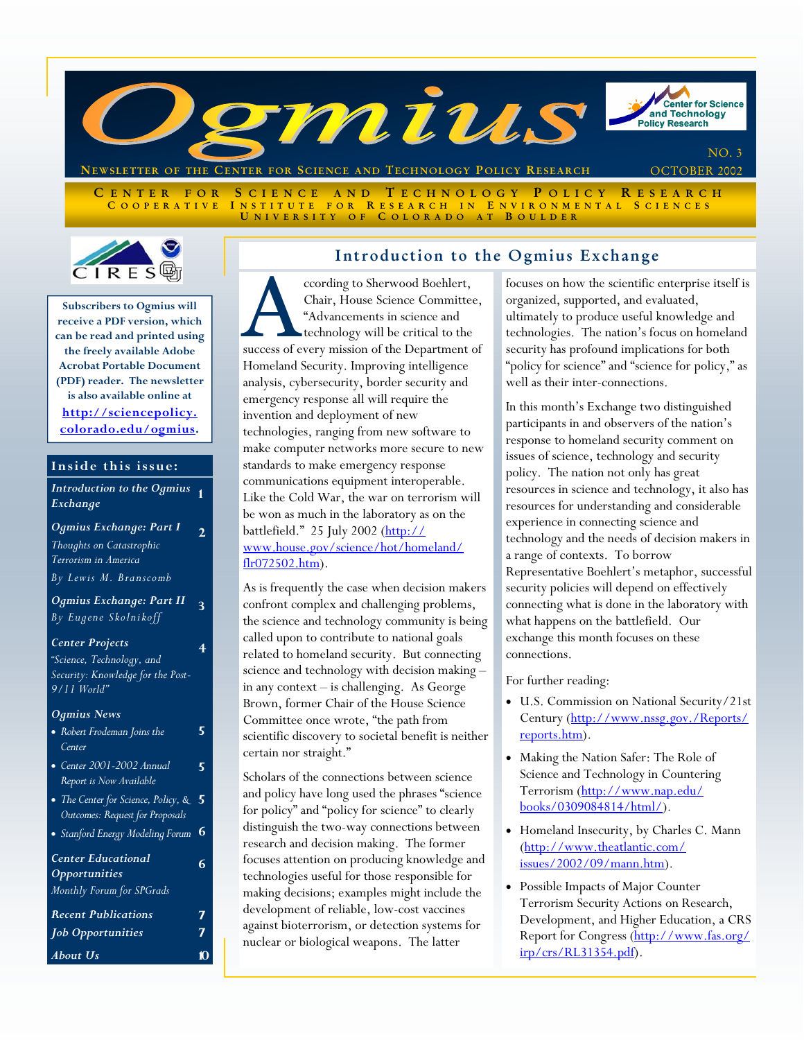# Ogmius

**Newsletter of the Center for Science and Technology Policy Research**

NO. 3
OCTOBER 2002

**Center for Science and Technology Policy Research**
**Cooperative Institute for Research in Environmental Sciences**
**University of Colorado at Boulder**

**Subscribers to Ogmius will receive a PDF version, which can be read and printed using the freely available Adobe Acrobat Portable Document (PDF) reader. The newsletter is also available online at [http://sciencepolicy.colorado.edu/ogmius](http://sciencepolicy.colorado.edu/ogmius).**

## Inside this issue:

| | |
|---|---|
| *Introduction to the Ogmius Exchange* | 1 |
| *Ogmius Exchange: Part I* — Thoughts on Catastrophic Terrorism in America, By Lewis M. Branscomb | 2 |
| *Ogmius Exchange: Part II* — By Eugene Skolnikoff | 3 |
| *Center Projects* — "Science, Technology, and Security: Knowledge for the Post-9/11 World" | 4 |
| *Ogmius News* | |
| • Robert Frodeman Joins the Center | 5 |
| • Center 2001-2002 Annual Report is Now Available | 5 |
| • The Center for Science, Policy, & Outcomes: Request for Proposals | 5 |
| • Stanford Energy Modeling Forum | 6 |
| *Center Educational Opportunities* — Monthly Forum for SPGrads | 6 |
| *Recent Publications* | 7 |
| *Job Opportunities* | 7 |
| *About Us* | 10 |

## Introduction to the Ogmius Exchange

According to Sherwood Boehlert, Chair, House Science Committee, "Advancements in science and technology will be critical to the success of every mission of the Department of Homeland Security. Improving intelligence analysis, cybersecurity, border security and emergency response all will require the invention and deployment of new technologies, ranging from new software to make computer networks more secure to new standards to make emergency response communications equipment interoperable. Like the Cold War, the war on terrorism will be won as much in the laboratory as on the battlefield." 25 July 2002 ([http://www.house.gov/science/hot/homeland/flr072502.htm](http://www.house.gov/science/hot/homeland/flr072502.htm)).

As is frequently the case when decision makers confront complex and challenging problems, the science and technology community is being called upon to contribute to national goals related to homeland security. But connecting science and technology with decision making – in any context – is challenging. As George Brown, former Chair of the House Science Committee once wrote, "the path from scientific discovery to societal benefit is neither certain nor straight."

Scholars of the connections between science and policy have long used the phrases "science for policy" and "policy for science" to clearly distinguish the two-way connections between research and decision making. The former focuses attention on producing knowledge and technologies useful for those responsible for making decisions; examples might include the development of reliable, low-cost vaccines against bioterrorism, or detection systems for nuclear or biological weapons. The latter focuses on how the scientific enterprise itself is organized, supported, and evaluated, ultimately to produce useful knowledge and technologies. The nation's focus on homeland security has profound implications for both "policy for science" and "science for policy," as well as their inter-connections.

In this month's Exchange two distinguished participants in and observers of the nation's response to homeland security comment on issues of science, technology and security policy. The nation not only has great resources in science and technology, it also has resources for understanding and considerable experience in connecting science and technology and the needs of decision makers in a range of contexts. To borrow Representative Boehlert's metaphor, successful security policies will depend on effectively connecting what is done in the laboratory with what happens on the battlefield. Our exchange this month focuses on these connections.

For further reading:

- U.S. Commission on National Security/21st Century ([http://www.nssg.gov./Reports/reports.htm](http://www.nssg.gov./Reports/reports.htm)).
- Making the Nation Safer: The Role of Science and Technology in Countering Terrorism ([http://www.nap.edu/books/0309084814/html/](http://www.nap.edu/books/0309084814/html/)).
- Homeland Insecurity, by Charles C. Mann ([http://www.theatlantic.com/issues/2002/09/mann.htm](http://www.theatlantic.com/issues/2002/09/mann.htm)).
- Possible Impacts of Major Counter Terrorism Security Actions on Research, Development, and Higher Education, a CRS Report for Congress ([http://www.fas.org/irp/crs/RL31354.pdf](http://www.fas.org/irp/crs/RL31354.pdf)).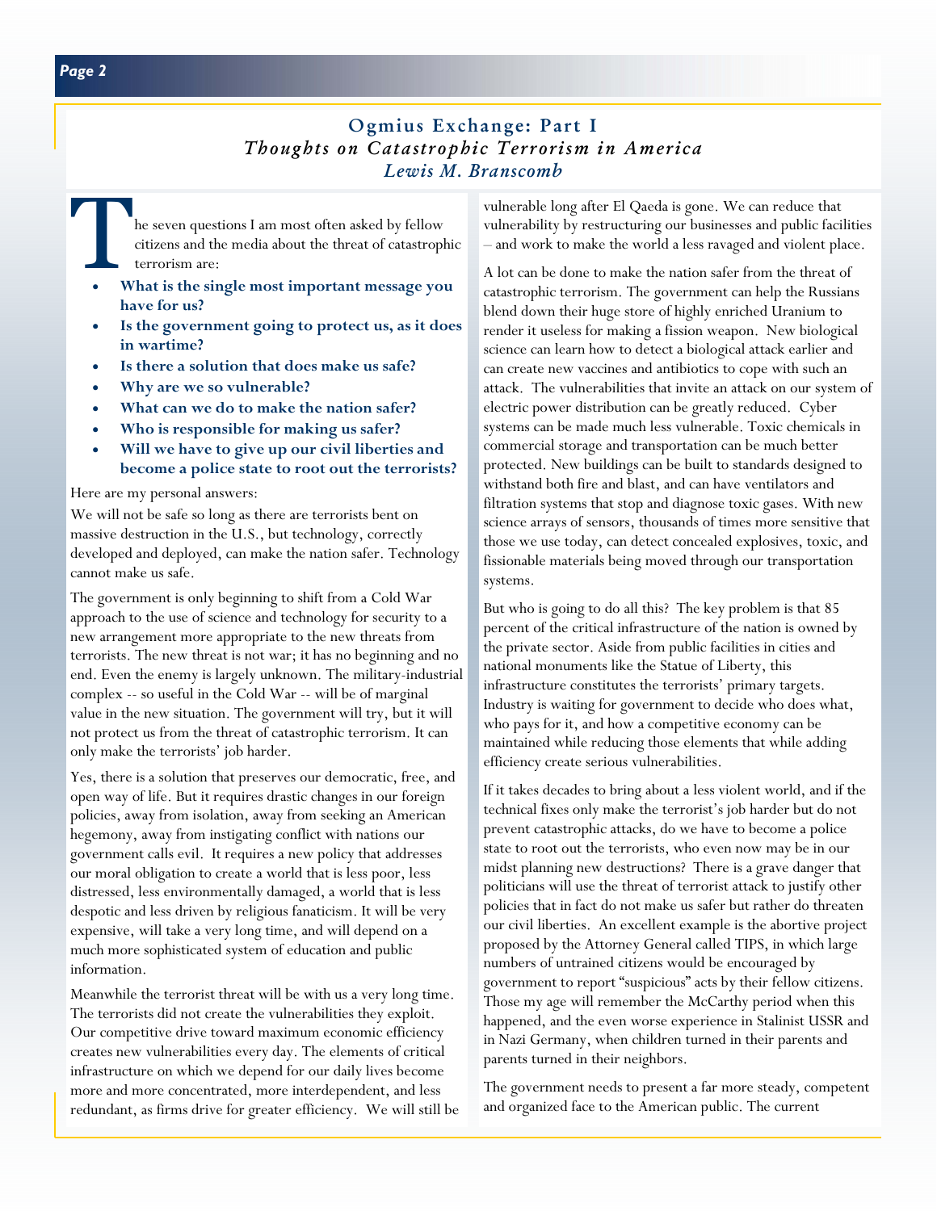## Ogmius Exchange: Part I

### *Thoughts on Catastrophic Terrorism in America*

*Lewis M. Branscomb*

The seven questions I am most often asked by fellow citizens and the media about the threat of catastrophic terrorism are:

- **What is the single most important message you have for us?**
- **Is the government going to protect us, as it does in wartime?**
- **Is there a solution that does make us safe?**
- **Why are we so vulnerable?**
- **What can we do to make the nation safer?**
- **Who is responsible for making us safer?**
- **Will we have to give up our civil liberties and become a police state to root out the terrorists?**

Here are my personal answers:

We will not be safe so long as there are terrorists bent on massive destruction in the U.S., but technology, correctly developed and deployed, can make the nation safer. Technology cannot make us safe.

The government is only beginning to shift from a Cold War approach to the use of science and technology for security to a new arrangement more appropriate to the new threats from terrorists. The new threat is not war; it has no beginning and no end. Even the enemy is largely unknown. The military-industrial complex -- so useful in the Cold War -- will be of marginal value in the new situation. The government will try, but it will not protect us from the threat of catastrophic terrorism. It can only make the terrorists' job harder.

Yes, there is a solution that preserves our democratic, free, and open way of life. But it requires drastic changes in our foreign policies, away from isolation, away from seeking an American hegemony, away from instigating conflict with nations our government calls evil. It requires a new policy that addresses our moral obligation to create a world that is less poor, less distressed, less environmentally damaged, a world that is less despotic and less driven by religious fanaticism. It will be very expensive, will take a very long time, and will depend on a much more sophisticated system of education and public information.

Meanwhile the terrorist threat will be with us a very long time. The terrorists did not create the vulnerabilities they exploit. Our competitive drive toward maximum economic efficiency creates new vulnerabilities every day. The elements of critical infrastructure on which we depend for our daily lives become more and more concentrated, more interdependent, and less redundant, as firms drive for greater efficiency. We will still be vulnerable long after El Qaeda is gone. We can reduce that vulnerability by restructuring our businesses and public facilities – and work to make the world a less ravaged and violent place.

A lot can be done to make the nation safer from the threat of catastrophic terrorism. The government can help the Russians blend down their huge store of highly enriched Uranium to render it useless for making a fission weapon. New biological science can learn how to detect a biological attack earlier and can create new vaccines and antibiotics to cope with such an attack. The vulnerabilities that invite an attack on our system of electric power distribution can be greatly reduced. Cyber systems can be made much less vulnerable. Toxic chemicals in commercial storage and transportation can be much better protected. New buildings can be built to standards designed to withstand both fire and blast, and can have ventilators and filtration systems that stop and diagnose toxic gases. With new science arrays of sensors, thousands of times more sensitive that those we use today, can detect concealed explosives, toxic, and fissionable materials being moved through our transportation systems.

But who is going to do all this? The key problem is that 85 percent of the critical infrastructure of the nation is owned by the private sector. Aside from public facilities in cities and national monuments like the Statue of Liberty, this infrastructure constitutes the terrorists' primary targets. Industry is waiting for government to decide who does what, who pays for it, and how a competitive economy can be maintained while reducing those elements that while adding efficiency create serious vulnerabilities.

If it takes decades to bring about a less violent world, and if the technical fixes only make the terrorist's job harder but do not prevent catastrophic attacks, do we have to become a police state to root out the terrorists, who even now may be in our midst planning new destructions? There is a grave danger that politicians will use the threat of terrorist attack to justify other policies that in fact do not make us safer but rather do threaten our civil liberties. An excellent example is the abortive project proposed by the Attorney General called TIPS, in which large numbers of untrained citizens would be encouraged by government to report "suspicious" acts by their fellow citizens. Those my age will remember the McCarthy period when this happened, and the even worse experience in Stalinist USSR and in Nazi Germany, when children turned in their parents and parents turned in their neighbors.

The government needs to present a far more steady, competent and organized face to the American public. The current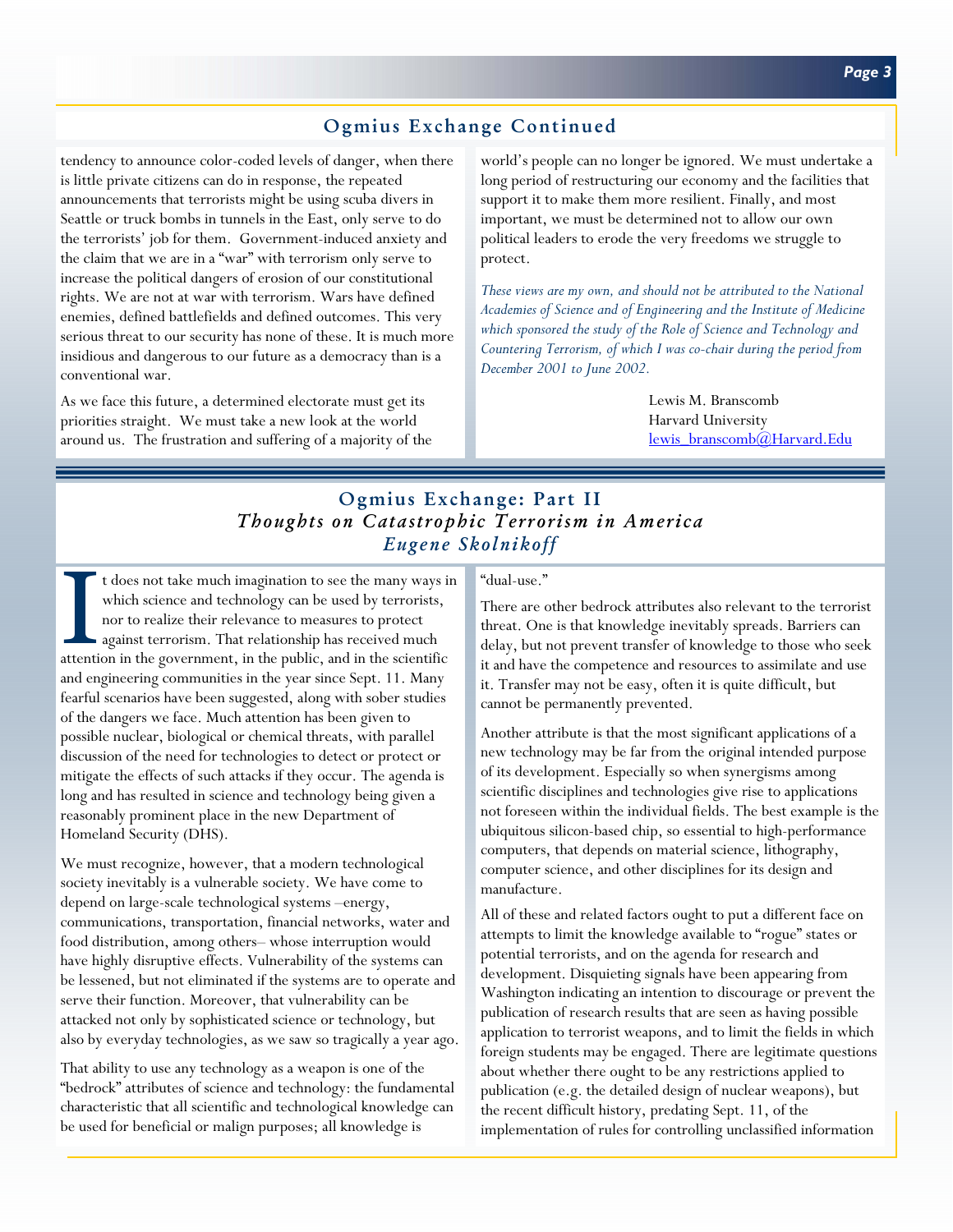## Ogmius Exchange Continued

tendency to announce color-coded levels of danger, when there is little private citizens can do in response, the repeated announcements that terrorists might be using scuba divers in Seattle or truck bombs in tunnels in the East, only serve to do the terrorists' job for them. Government-induced anxiety and the claim that we are in a "war" with terrorism only serve to increase the political dangers of erosion of our constitutional rights. We are not at war with terrorism. Wars have defined enemies, defined battlefields and defined outcomes. This very serious threat to our security has none of these. It is much more insidious and dangerous to our future as a democracy than is a conventional war.

As we face this future, a determined electorate must get its priorities straight. We must take a new look at the world around us. The frustration and suffering of a majority of the world's people can no longer be ignored. We must undertake a long period of restructuring our economy and the facilities that support it to make them more resilient. Finally, and most important, we must be determined not to allow our own political leaders to erode the very freedoms we struggle to protect.

*These views are my own, and should not be attributed to the National Academies of Science and of Engineering and the Institute of Medicine which sponsored the study of the Role of Science and Technology and Countering Terrorism, of which I was co-chair during the period from December 2001 to June 2002.*

Lewis M. Branscomb
Harvard University
lewis_branscomb@Harvard.Edu

## Ogmius Exchange: Part II
### *Thoughts on Catastrophic Terrorism in America*
### *Eugene Skolnikoff*

It does not take much imagination to see the many ways in which science and technology can be used by terrorists, nor to realize their relevance to measures to protect against terrorism. That relationship has received much attention in the government, in the public, and in the scientific and engineering communities in the year since Sept. 11. Many fearful scenarios have been suggested, along with sober studies of the dangers we face. Much attention has been given to possible nuclear, biological or chemical threats, with parallel discussion of the need for technologies to detect or protect or mitigate the effects of such attacks if they occur. The agenda is long and has resulted in science and technology being given a reasonably prominent place in the new Department of Homeland Security (DHS).

We must recognize, however, that a modern technological society inevitably is a vulnerable society. We have come to depend on large-scale technological systems –energy, communications, transportation, financial networks, water and food distribution, among others– whose interruption would have highly disruptive effects. Vulnerability of the systems can be lessened, but not eliminated if the systems are to operate and serve their function. Moreover, that vulnerability can be attacked not only by sophisticated science or technology, but also by everyday technologies, as we saw so tragically a year ago.

That ability to use any technology as a weapon is one of the "bedrock" attributes of science and technology: the fundamental characteristic that all scientific and technological knowledge can be used for beneficial or malign purposes; all knowledge is "dual-use."

There are other bedrock attributes also relevant to the terrorist threat. One is that knowledge inevitably spreads. Barriers can delay, but not prevent transfer of knowledge to those who seek it and have the competence and resources to assimilate and use it. Transfer may not be easy, often it is quite difficult, but cannot be permanently prevented.

Another attribute is that the most significant applications of a new technology may be far from the original intended purpose of its development. Especially so when synergisms among scientific disciplines and technologies give rise to applications not foreseen within the individual fields. The best example is the ubiquitous silicon-based chip, so essential to high-performance computers, that depends on material science, lithography, computer science, and other disciplines for its design and manufacture.

All of these and related factors ought to put a different face on attempts to limit the knowledge available to "rogue" states or potential terrorists, and on the agenda for research and development. Disquieting signals have been appearing from Washington indicating an intention to discourage or prevent the publication of research results that are seen as having possible application to terrorist weapons, and to limit the fields in which foreign students may be engaged. There are legitimate questions about whether there ought to be any restrictions applied to publication (e.g. the detailed design of nuclear weapons), but the recent difficult history, predating Sept. 11, of the implementation of rules for controlling unclassified information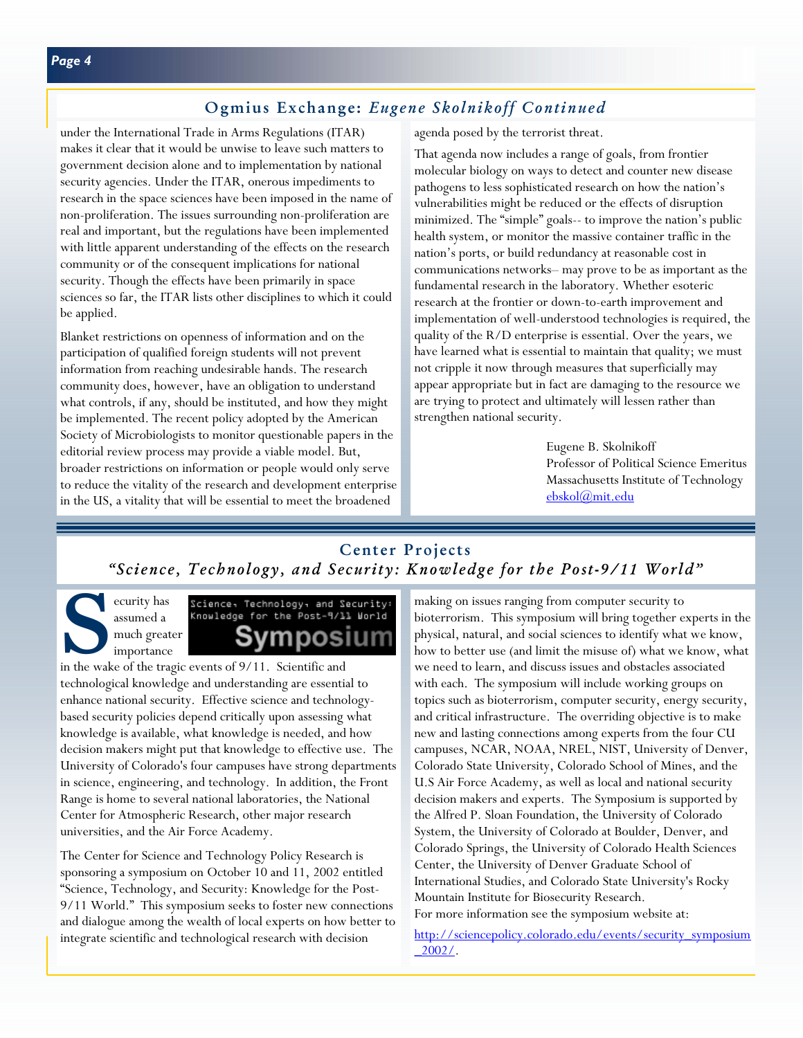## Ogmius Exchange: *Eugene Skolnikoff Continued*

under the International Trade in Arms Regulations (ITAR) makes it clear that it would be unwise to leave such matters to government decision alone and to implementation by national security agencies. Under the ITAR, onerous impediments to research in the space sciences have been imposed in the name of non-proliferation. The issues surrounding non-proliferation are real and important, but the regulations have been implemented with little apparent understanding of the effects on the research community or of the consequent implications for national security. Though the effects have been primarily in space sciences so far, the ITAR lists other disciplines to which it could be applied.

Blanket restrictions on openness of information and on the participation of qualified foreign students will not prevent information from reaching undesirable hands. The research community does, however, have an obligation to understand what controls, if any, should be instituted, and how they might be implemented. The recent policy adopted by the American Society of Microbiologists to monitor questionable papers in the editorial review process may provide a viable model. But, broader restrictions on information or people would only serve to reduce the vitality of the research and development enterprise in the US, a vitality that will be essential to meet the broadened agenda posed by the terrorist threat.

That agenda now includes a range of goals, from frontier molecular biology on ways to detect and counter new disease pathogens to less sophisticated research on how the nation's vulnerabilities might be reduced or the effects of disruption minimized. The "simple" goals-- to improve the nation's public health system, or monitor the massive container traffic in the nation's ports, or build redundancy at reasonable cost in communications networks– may prove to be as important as the fundamental research in the laboratory. Whether esoteric research at the frontier or down-to-earth improvement and implementation of well-understood technologies is required, the quality of the R/D enterprise is essential. Over the years, we have learned what is essential to maintain that quality; we must not cripple it now through measures that superficially may appear appropriate but in fact are damaging to the resource we are trying to protect and ultimately will lessen rather than strengthen national security.

Eugene B. Skolnikoff
Professor of Political Science Emeritus
Massachusetts Institute of Technology
ebskol@mit.edu

## Center Projects

### *"Science, Technology, and Security: Knowledge for the Post-9/11 World"*

Science, Technology, and Security: Knowledge for the Post-9/11 World
Symposium

Security has assumed a much greater importance in the wake of the tragic events of 9/11. Scientific and technological knowledge and understanding are essential to enhance national security. Effective science and technology-based security policies depend critically upon assessing what knowledge is available, what knowledge is needed, and how decision makers might put that knowledge to effective use. The University of Colorado's four campuses have strong departments in science, engineering, and technology. In addition, the Front Range is home to several national laboratories, the National Center for Atmospheric Research, other major research universities, and the Air Force Academy.

The Center for Science and Technology Policy Research is sponsoring a symposium on October 10 and 11, 2002 entitled "Science, Technology, and Security: Knowledge for the Post-9/11 World." This symposium seeks to foster new connections and dialogue among the wealth of local experts on how better to integrate scientific and technological research with decision making on issues ranging from computer security to bioterrorism. This symposium will bring together experts in the physical, natural, and social sciences to identify what we know, how to better use (and limit the misuse of) what we know, what we need to learn, and discuss issues and obstacles associated with each. The symposium will include working groups on topics such as bioterrorism, computer security, energy security, and critical infrastructure. The overriding objective is to make new and lasting connections among experts from the four CU campuses, NCAR, NOAA, NREL, NIST, University of Denver, Colorado State University, Colorado School of Mines, and the U.S Air Force Academy, as well as local and national security decision makers and experts. The Symposium is supported by the Alfred P. Sloan Foundation, the University of Colorado System, the University of Colorado at Boulder, Denver, and Colorado Springs, the University of Colorado Health Sciences Center, the University of Denver Graduate School of International Studies, and Colorado State University's Rocky Mountain Institute for Biosecurity Research.

For more information see the symposium website at:

http://sciencepolicy.colorado.edu/events/security_symposium_2002/.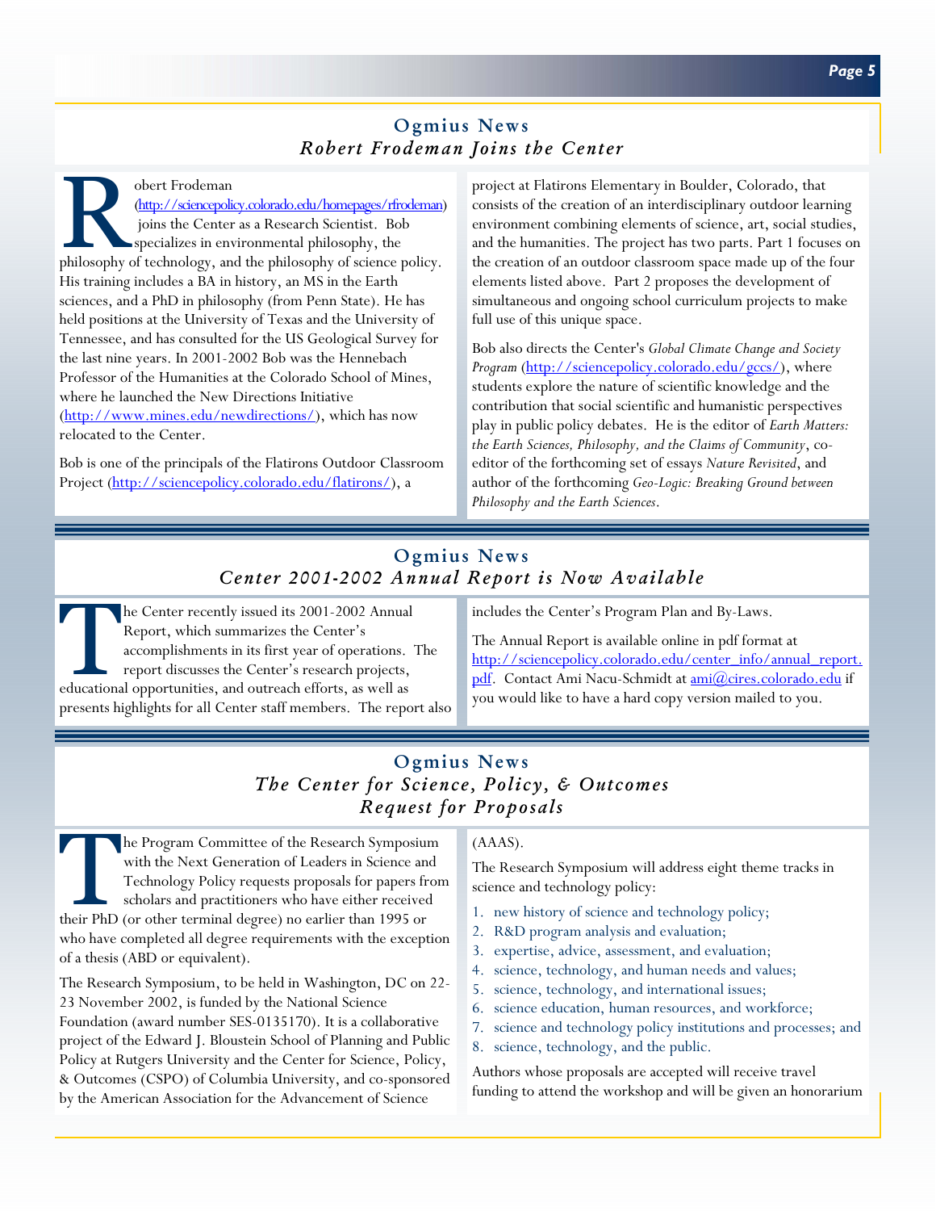## Ogmius News
### *Robert Frodeman Joins the Center*

Robert Frodeman (http://sciencepolicy.colorado.edu/homepages/rfrodeman) joins the Center as a Research Scientist. Bob specializes in environmental philosophy, the philosophy of technology, and the philosophy of science policy. His training includes a BA in history, an MS in the Earth sciences, and a PhD in philosophy (from Penn State). He has held positions at the University of Texas and the University of Tennessee, and has consulted for the US Geological Survey for the last nine years. In 2001-2002 Bob was the Hennebach Professor of the Humanities at the Colorado School of Mines, where he launched the New Directions Initiative (http://www.mines.edu/newdirections/), which has now relocated to the Center.

Bob is one of the principals of the Flatirons Outdoor Classroom Project (http://sciencepolicy.colorado.edu/flatirons/), a project at Flatirons Elementary in Boulder, Colorado, that consists of the creation of an interdisciplinary outdoor learning environment combining elements of science, art, social studies, and the humanities. The project has two parts. Part 1 focuses on the creation of an outdoor classroom space made up of the four elements listed above. Part 2 proposes the development of simultaneous and ongoing school curriculum projects to make full use of this unique space.

Bob also directs the Center's *Global Climate Change and Society Program* (http://sciencepolicy.colorado.edu/gccs/), where students explore the nature of scientific knowledge and the contribution that social scientific and humanistic perspectives play in public policy debates. He is the editor of *Earth Matters: the Earth Sciences, Philosophy, and the Claims of Community*, co-editor of the forthcoming set of essays *Nature Revisited*, and author of the forthcoming *Geo-Logic: Breaking Ground between Philosophy and the Earth Sciences*.

## Ogmius News
### *Center 2001-2002 Annual Report is Now Available*

The Center recently issued its 2001-2002 Annual Report, which summarizes the Center's accomplishments in its first year of operations. The report discusses the Center's research projects, educational opportunities, and outreach efforts, as well as presents highlights for all Center staff members. The report also includes the Center's Program Plan and By-Laws.

The Annual Report is available online in pdf format at http://sciencepolicy.colorado.edu/center_info/annual_report.pdf. Contact Ami Nacu-Schmidt at ami@cires.colorado.edu if you would like to have a hard copy version mailed to you.

## Ogmius News
### *The Center for Science, Policy, & Outcomes Request for Proposals*

The Program Committee of the Research Symposium with the Next Generation of Leaders in Science and Technology Policy requests proposals for papers from scholars and practitioners who have either received their PhD (or other terminal degree) no earlier than 1995 or who have completed all degree requirements with the exception of a thesis (ABD or equivalent).

The Research Symposium, to be held in Washington, DC on 22-23 November 2002, is funded by the National Science Foundation (award number SES-0135170). It is a collaborative project of the Edward J. Bloustein School of Planning and Public Policy at Rutgers University and the Center for Science, Policy, & Outcomes (CSPO) of Columbia University, and co-sponsored by the American Association for the Advancement of Science (AAAS).

The Research Symposium will address eight theme tracks in science and technology policy:

1. new history of science and technology policy;
2. R&D program analysis and evaluation;
3. expertise, advice, assessment, and evaluation;
4. science, technology, and human needs and values;
5. science, technology, and international issues;
6. science education, human resources, and workforce;
7. science and technology policy institutions and processes; and
8. science, technology, and the public.

Authors whose proposals are accepted will receive travel funding to attend the workshop and will be given an honorarium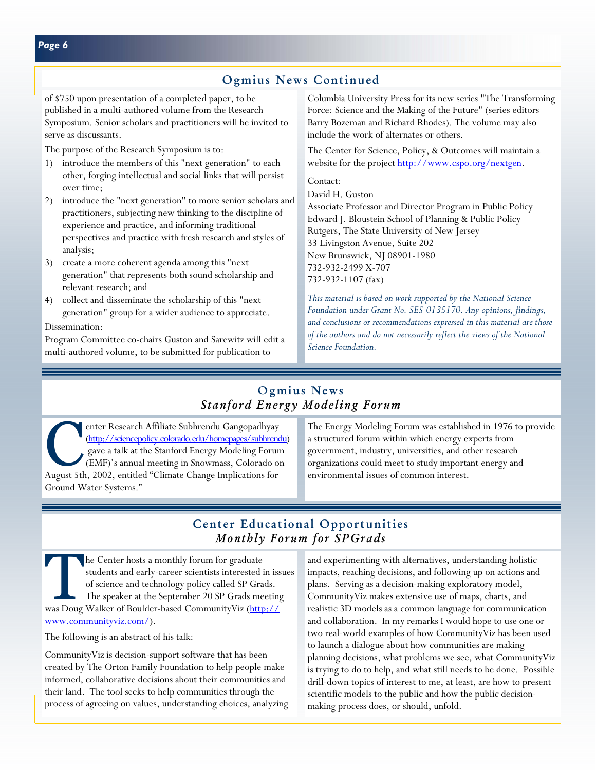## Ogmius News Continued

of $750 upon presentation of a completed paper, to be published in a multi-authored volume from the Research Symposium. Senior scholars and practitioners will be invited to serve as discussants.

The purpose of the Research Symposium is to:

1) introduce the members of this "next generation" to each other, forging intellectual and social links that will persist over time;
2) introduce the "next generation" to more senior scholars and practitioners, subjecting new thinking to the discipline of experience and practice, and informing traditional perspectives and practice with fresh research and styles of analysis;
3) create a more coherent agenda among this "next generation" that represents both sound scholarship and relevant research; and
4) collect and disseminate the scholarship of this "next generation" group for a wider audience to appreciate.

Dissemination:

Program Committee co-chairs Guston and Sarewitz will edit a multi-authored volume, to be submitted for publication to Columbia University Press for its new series "The Transforming Force: Science and the Making of the Future" (series editors Barry Bozeman and Richard Rhodes). The volume may also include the work of alternates or others.

The Center for Science, Policy, & Outcomes will maintain a website for the project http://www.cspo.org/nextgen.

Contact:

David H. Guston
Associate Professor and Director Program in Public Policy
Edward J. Bloustein School of Planning & Public Policy
Rutgers, The State University of New Jersey
33 Livingston Avenue, Suite 202
New Brunswick, NJ 08901-1980
732-932-2499 X-707
732-932-1107 (fax)

*This material is based on work supported by the National Science Foundation under Grant No. SES-0135170. Any opinions, findings, and conclusions or recommendations expressed in this material are those of the authors and do not necessarily reflect the views of the National Science Foundation.*

## Ogmius News
### *Stanford Energy Modeling Forum*

Center Research Affiliate Subhrendu Gangopadhyay (http://sciencepolicy.colorado.edu/homepages/subhrendu) gave a talk at the Stanford Energy Modeling Forum (EMF)'s annual meeting in Snowmass, Colorado on August 5th, 2002, entitled "Climate Change Implications for Ground Water Systems."

The Energy Modeling Forum was established in 1976 to provide a structured forum within which energy experts from government, industry, universities, and other research organizations could meet to study important energy and environmental issues of common interest.

## Center Educational Opportunities
### *Monthly Forum for SPGrads*

The Center hosts a monthly forum for graduate students and early-career scientists interested in issues of science and technology policy called SP Grads. The speaker at the September 20 SP Grads meeting was Doug Walker of Boulder-based CommunityViz (http://www.communityviz.com/).

The following is an abstract of his talk:

CommunityViz is decision-support software that has been created by The Orton Family Foundation to help people make informed, collaborative decisions about their communities and their land. The tool seeks to help communities through the process of agreeing on values, understanding choices, analyzing and experimenting with alternatives, understanding holistic impacts, reaching decisions, and following up on actions and plans. Serving as a decision-making exploratory model, CommunityViz makes extensive use of maps, charts, and realistic 3D models as a common language for communication and collaboration. In my remarks I would hope to use one or two real-world examples of how CommunityViz has been used to launch a dialogue about how communities are making planning decisions, what problems we see, what CommunityViz is trying to do to help, and what still needs to be done. Possible drill-down topics of interest to me, at least, are how to present scientific models to the public and how the public decision-making process does, or should, unfold.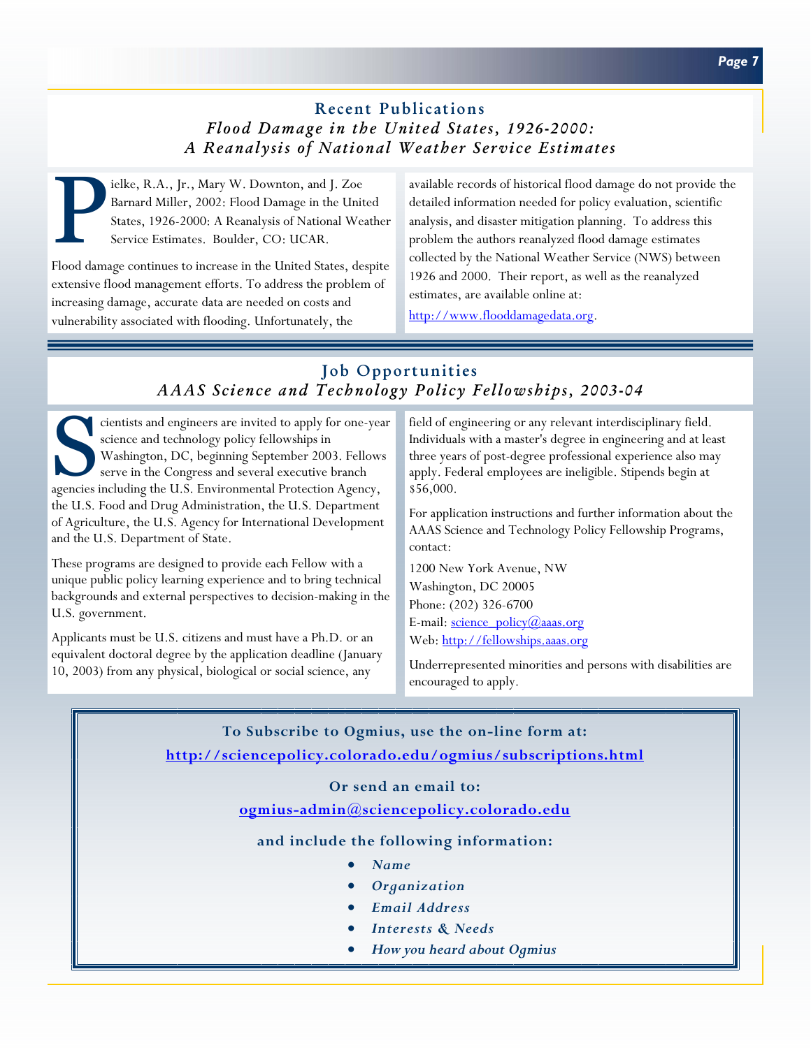## Recent Publications

### *Flood Damage in the United States, 1926-2000: A Reanalysis of National Weather Service Estimates*

Pielke, R.A., Jr., Mary W. Downton, and J. Zoe Barnard Miller, 2002: Flood Damage in the United States, 1926-2000: A Reanalysis of National Weather Service Estimates. Boulder, CO: UCAR.

Flood damage continues to increase in the United States, despite extensive flood management efforts. To address the problem of increasing damage, accurate data are needed on costs and vulnerability associated with flooding. Unfortunately, the available records of historical flood damage do not provide the detailed information needed for policy evaluation, scientific analysis, and disaster mitigation planning. To address this problem the authors reanalyzed flood damage estimates collected by the National Weather Service (NWS) between 1926 and 2000. Their report, as well as the reanalyzed estimates, are available online at:

http://www.flooddamagedata.org.

## Job Opportunities

### *AAAS Science and Technology Policy Fellowships, 2003-04*

Scientists and engineers are invited to apply for one-year science and technology policy fellowships in Washington, DC, beginning September 2003. Fellows serve in the Congress and several executive branch agencies including the U.S. Environmental Protection Agency, the U.S. Food and Drug Administration, the U.S. Department of Agriculture, the U.S. Agency for International Development and the U.S. Department of State.

These programs are designed to provide each Fellow with a unique public policy learning experience and to bring technical backgrounds and external perspectives to decision-making in the U.S. government.

Applicants must be U.S. citizens and must have a Ph.D. or an equivalent doctoral degree by the application deadline (January 10, 2003) from any physical, biological or social science, any field of engineering or any relevant interdisciplinary field. Individuals with a master's degree in engineering and at least three years of post-degree professional experience also may apply. Federal employees are ineligible. Stipends begin at $56,000.

For application instructions and further information about the AAAS Science and Technology Policy Fellowship Programs, contact:

1200 New York Avenue, NW
Washington, DC 20005
Phone: (202) 326-6700
E-mail: science_policy@aaas.org
Web: http://fellowships.aaas.org

Underrepresented minorities and persons with disabilities are encouraged to apply.

---

**To Subscribe to Ogmius, use the on-line form at:**

**http://sciencepolicy.colorado.edu/ogmius/subscriptions.html**

**Or send an email to:**

**ogmius-admin@sciencepolicy.colorado.edu**

**and include the following information:**

- *Name*
- *Organization*
- *Email Address*
- *Interests & Needs*
- *How you heard about Ogmius*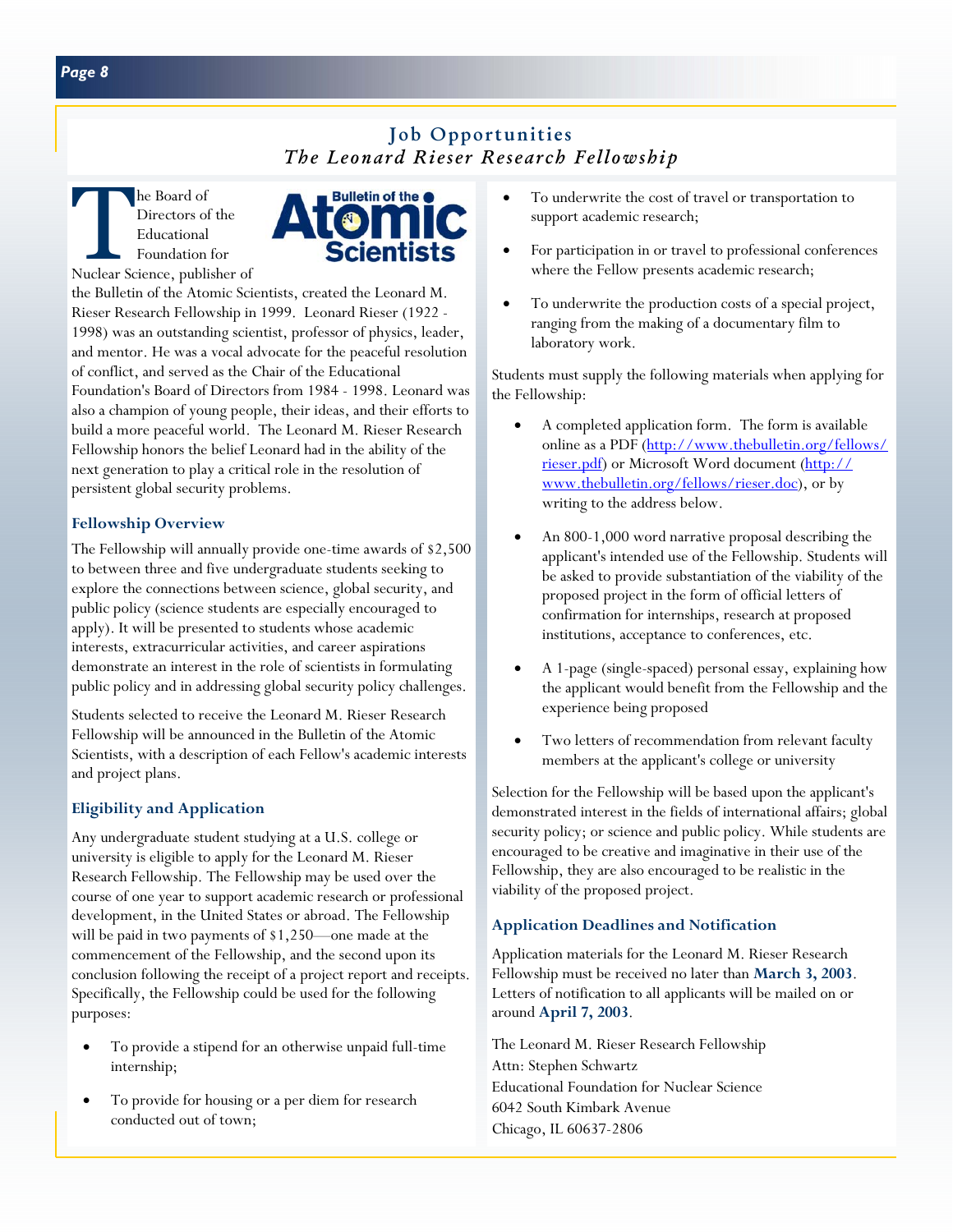# Job Opportunities

## *The Leonard Rieser Research Fellowship*

The Board of Directors of the Educational Foundation for Nuclear Science, publisher of the Bulletin of the Atomic Scientists, created the Leonard M. Rieser Research Fellowship in 1999. Leonard Rieser (1922 - 1998) was an outstanding scientist, professor of physics, leader, and mentor. He was a vocal advocate for the peaceful resolution of conflict, and served as the Chair of the Educational Foundation's Board of Directors from 1984 - 1998. Leonard was also a champion of young people, their ideas, and their efforts to build a more peaceful world. The Leonard M. Rieser Research Fellowship honors the belief Leonard had in the ability of the next generation to play a critical role in the resolution of persistent global security problems.

### Fellowship Overview

The Fellowship will annually provide one-time awards of $2,500 to between three and five undergraduate students seeking to explore the connections between science, global security, and public policy (science students are especially encouraged to apply). It will be presented to students whose academic interests, extracurricular activities, and career aspirations demonstrate an interest in the role of scientists in formulating public policy and in addressing global security policy challenges.

Students selected to receive the Leonard M. Rieser Research Fellowship will be announced in the Bulletin of the Atomic Scientists, with a description of each Fellow's academic interests and project plans.

### Eligibility and Application

Any undergraduate student studying at a U.S. college or university is eligible to apply for the Leonard M. Rieser Research Fellowship. The Fellowship may be used over the course of one year to support academic research or professional development, in the United States or abroad. The Fellowship will be paid in two payments of $1,250—one made at the commencement of the Fellowship, and the second upon its conclusion following the receipt of a project report and receipts. Specifically, the Fellowship could be used for the following purposes:

- To provide a stipend for an otherwise unpaid full-time internship;
- To provide for housing or a per diem for research conducted out of town;
- To underwrite the cost of travel or transportation to support academic research;
- For participation in or travel to professional conferences where the Fellow presents academic research;
- To underwrite the production costs of a special project, ranging from the making of a documentary film to laboratory work.

Students must supply the following materials when applying for the Fellowship:

- A completed application form. The form is available online as a PDF (http://www.thebulletin.org/fellows/rieser.pdf) or Microsoft Word document (http://www.thebulletin.org/fellows/rieser.doc), or by writing to the address below.
- An 800-1,000 word narrative proposal describing the applicant's intended use of the Fellowship. Students will be asked to provide substantiation of the viability of the proposed project in the form of official letters of confirmation for internships, research at proposed institutions, acceptance to conferences, etc.
- A 1-page (single-spaced) personal essay, explaining how the applicant would benefit from the Fellowship and the experience being proposed
- Two letters of recommendation from relevant faculty members at the applicant's college or university

Selection for the Fellowship will be based upon the applicant's demonstrated interest in the fields of international affairs; global security policy; or science and public policy. While students are encouraged to be creative and imaginative in their use of the Fellowship, they are also encouraged to be realistic in the viability of the proposed project.

### Application Deadlines and Notification

Application materials for the Leonard M. Rieser Research Fellowship must be received no later than **March 3, 2003**. Letters of notification to all applicants will be mailed on or around **April 7, 2003**.

The Leonard M. Rieser Research Fellowship
Attn: Stephen Schwartz
Educational Foundation for Nuclear Science
6042 South Kimbark Avenue
Chicago, IL 60637-2806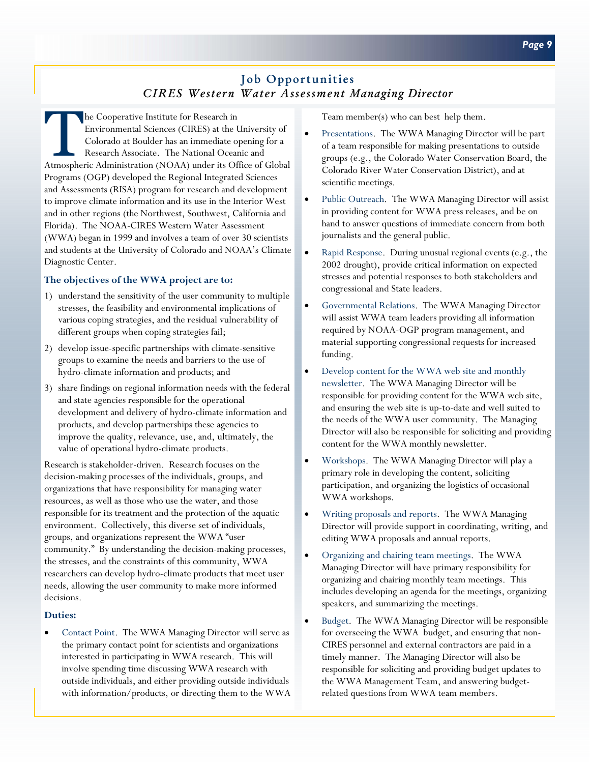## Job Opportunities

### *CIRES Western Water Assessment Managing Director*

The Cooperative Institute for Research in Environmental Sciences (CIRES) at the University of Colorado at Boulder has an immediate opening for a Research Associate. The National Oceanic and Atmospheric Administration (NOAA) under its Office of Global Programs (OGP) developed the Regional Integrated Sciences and Assessments (RISA) program for research and development to improve climate information and its use in the Interior West and in other regions (the Northwest, Southwest, California and Florida). The NOAA-CIRES Western Water Assessment (WWA) began in 1999 and involves a team of over 30 scientists and students at the University of Colorado and NOAA's Climate Diagnostic Center.

**The objectives of the WWA project are to:**

1) understand the sensitivity of the user community to multiple stresses, the feasibility and environmental implications of various coping strategies, and the residual vulnerability of different groups when coping strategies fail;
2) develop issue-specific partnerships with climate-sensitive groups to examine the needs and barriers to the use of hydro-climate information and products; and
3) share findings on regional information needs with the federal and state agencies responsible for the operational development and delivery of hydro-climate information and products, and develop partnerships these agencies to improve the quality, relevance, use, and, ultimately, the value of operational hydro-climate products.

Research is stakeholder-driven. Research focuses on the decision-making processes of the individuals, groups, and organizations that have responsibility for managing water resources, as well as those who use the water, and those responsible for its treatment and the protection of the aquatic environment. Collectively, this diverse set of individuals, groups, and organizations represent the WWA "user community." By understanding the decision-making processes, the stresses, and the constraints of this community, WWA researchers can develop hydro-climate products that meet user needs, allowing the user community to make more informed decisions.

**Duties:**

- Contact Point. The WWA Managing Director will serve as the primary contact point for scientists and organizations interested in participating in WWA research. This will involve spending time discussing WWA research with outside individuals, and either providing outside individuals with information/products, or directing them to the WWA Team member(s) who can best help them.
- Presentations. The WWA Managing Director will be part of a team responsible for making presentations to outside groups (e.g., the Colorado Water Conservation Board, the Colorado River Water Conservation District), and at scientific meetings.
- Public Outreach. The WWA Managing Director will assist in providing content for WWA press releases, and be on hand to answer questions of immediate concern from both journalists and the general public.
- Rapid Response. During unusual regional events (e.g., the 2002 drought), provide critical information on expected stresses and potential responses to both stakeholders and congressional and State leaders.
- Governmental Relations. The WWA Managing Director will assist WWA team leaders providing all information required by NOAA-OGP program management, and material supporting congressional requests for increased funding.
- Develop content for the WWA web site and monthly newsletter. The WWA Managing Director will be responsible for providing content for the WWA web site, and ensuring the web site is up-to-date and well suited to the needs of the WWA user community. The Managing Director will also be responsible for soliciting and providing content for the WWA monthly newsletter.
- Workshops. The WWA Managing Director will play a primary role in developing the content, soliciting participation, and organizing the logistics of occasional WWA workshops.
- Writing proposals and reports. The WWA Managing Director will provide support in coordinating, writing, and editing WWA proposals and annual reports.
- Organizing and chairing team meetings. The WWA Managing Director will have primary responsibility for organizing and chairing monthly team meetings. This includes developing an agenda for the meetings, organizing speakers, and summarizing the meetings.
- Budget. The WWA Managing Director will be responsible for overseeing the WWA budget, and ensuring that non-CIRES personnel and external contractors are paid in a timely manner. The Managing Director will also be responsible for soliciting and providing budget updates to the WWA Management Team, and answering budget-related questions from WWA team members.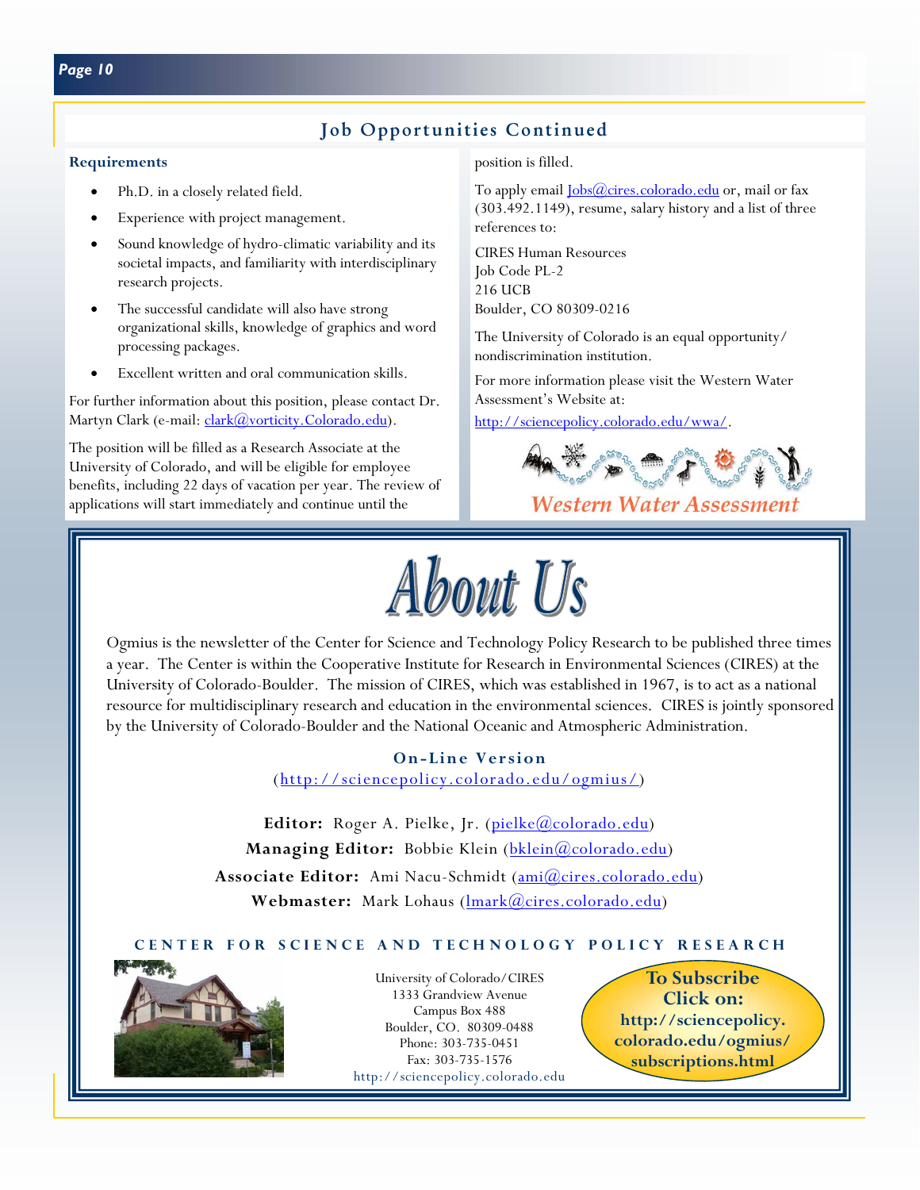## Job Opportunities Continued

**Requirements**

- Ph.D. in a closely related field.
- Experience with project management.
- Sound knowledge of hydro-climatic variability and its societal impacts, and familiarity with interdisciplinary research projects.
- The successful candidate will also have strong organizational skills, knowledge of graphics and word processing packages.
- Excellent written and oral communication skills.

For further information about this position, please contact Dr. Martyn Clark (e-mail: clark@vorticity.Colorado.edu).

The position will be filled as a Research Associate at the University of Colorado, and will be eligible for employee benefits, including 22 days of vacation per year. The review of applications will start immediately and continue until the position is filled.

To apply email Jobs@cires.colorado.edu or, mail or fax (303.492.1149), resume, salary history and a list of three references to:

CIRES Human Resources
Job Code PL-2
216 UCB
Boulder, CO 80309-0216

The University of Colorado is an equal opportunity/ nondiscrimination institution.

For more information please visit the Western Water Assessment's Website at:

http://sciencepolicy.colorado.edu/wwa/.

Western Water Assessment

# About Us

Ogmius is the newsletter of the Center for Science and Technology Policy Research to be published three times a year. The Center is within the Cooperative Institute for Research in Environmental Sciences (CIRES) at the University of Colorado-Boulder. The mission of CIRES, which was established in 1967, is to act as a national resource for multidisciplinary research and education in the environmental sciences. CIRES is jointly sponsored by the University of Colorado-Boulder and the National Oceanic and Atmospheric Administration.

**On-Line Version**
(http://sciencepolicy.colorado.edu/ogmius/)

**Editor:** Roger A. Pielke, Jr. (pielke@colorado.edu)
**Managing Editor:** Bobbie Klein (bklein@colorado.edu)
**Associate Editor:** Ami Nacu-Schmidt (ami@cires.colorado.edu)
**Webmaster:** Mark Lohaus (lmark@cires.colorado.edu)

**CENTER FOR SCIENCE AND TECHNOLOGY POLICY RESEARCH**

University of Colorado/CIRES
1333 Grandview Avenue
Campus Box 488
Boulder, CO. 80309-0488
Phone: 303-735-0451
Fax: 303-735-1576
http://sciencepolicy.colorado.edu

**To Subscribe Click on: http://sciencepolicy.colorado.edu/ogmius/subscriptions.html**